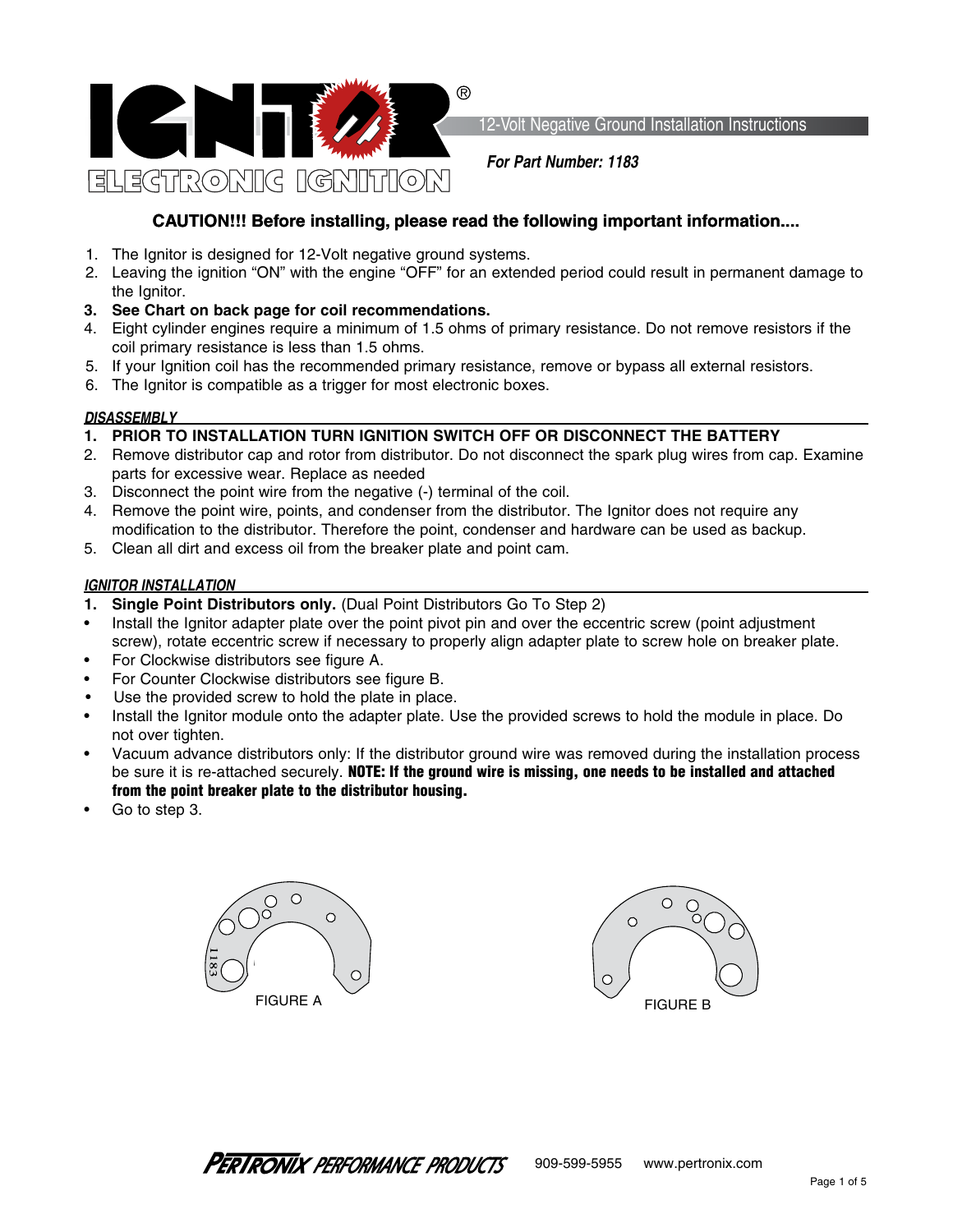# IGNITOR® ELECTRONIC IGNITION

12-Volt Negative Ground Installation Instructions

***For Part Number: 1183***

## CAUTION!!! Before installing, please read the following important information....

1. The Ignitor is designed for 12-Volt negative ground systems.
2. Leaving the ignition "ON" with the engine "OFF" for an extended period could result in permanent damage to the Ignitor.
3. **See Chart on back page for coil recommendations.**
4. Eight cylinder engines require a minimum of 1.5 ohms of primary resistance. Do not remove resistors if the coil primary resistance is less than 1.5 ohms.
5. If your Ignition coil has the recommended primary resistance, remove or bypass all external resistors.
6. The Ignitor is compatible as a trigger for most electronic boxes.

### *DISASSEMBLY*

1. **PRIOR TO INSTALLATION TURN IGNITION SWITCH OFF OR DISCONNECT THE BATTERY**
2. Remove distributor cap and rotor from distributor. Do not disconnect the spark plug wires from cap. Examine parts for excessive wear. Replace as needed
3. Disconnect the point wire from the negative (-) terminal of the coil.
4. Remove the point wire, points, and condenser from the distributor. The Ignitor does not require any modification to the distributor. Therefore the point, condenser and hardware can be used as backup.
5. Clean all dirt and excess oil from the breaker plate and point cam.

### *IGNITOR INSTALLATION*

1. **Single Point Distributors only.** (Dual Point Distributors Go To Step 2)

- Install the Ignitor adapter plate over the point pivot pin and over the eccentric screw (point adjustment screw), rotate eccentric screw if necessary to properly align adapter plate to screw hole on breaker plate.
- For Clockwise distributors see figure A.
- For Counter Clockwise distributors see figure B.
- Use the provided screw to hold the plate in place.
- Install the Ignitor module onto the adapter plate. Use the provided screws to hold the module in place. Do not over tighten.
- Vacuum advance distributors only: If the distributor ground wire was removed during the installation process be sure it is re-attached securely. **NOTE: If the ground wire is missing, one needs to be installed and attached from the point breaker plate to the distributor housing.**
- Go to step 3.

FIGURE A

FIGURE B

PERTRONIX PERFORMANCE PRODUCTS 909-599-5955 www.pertronix.com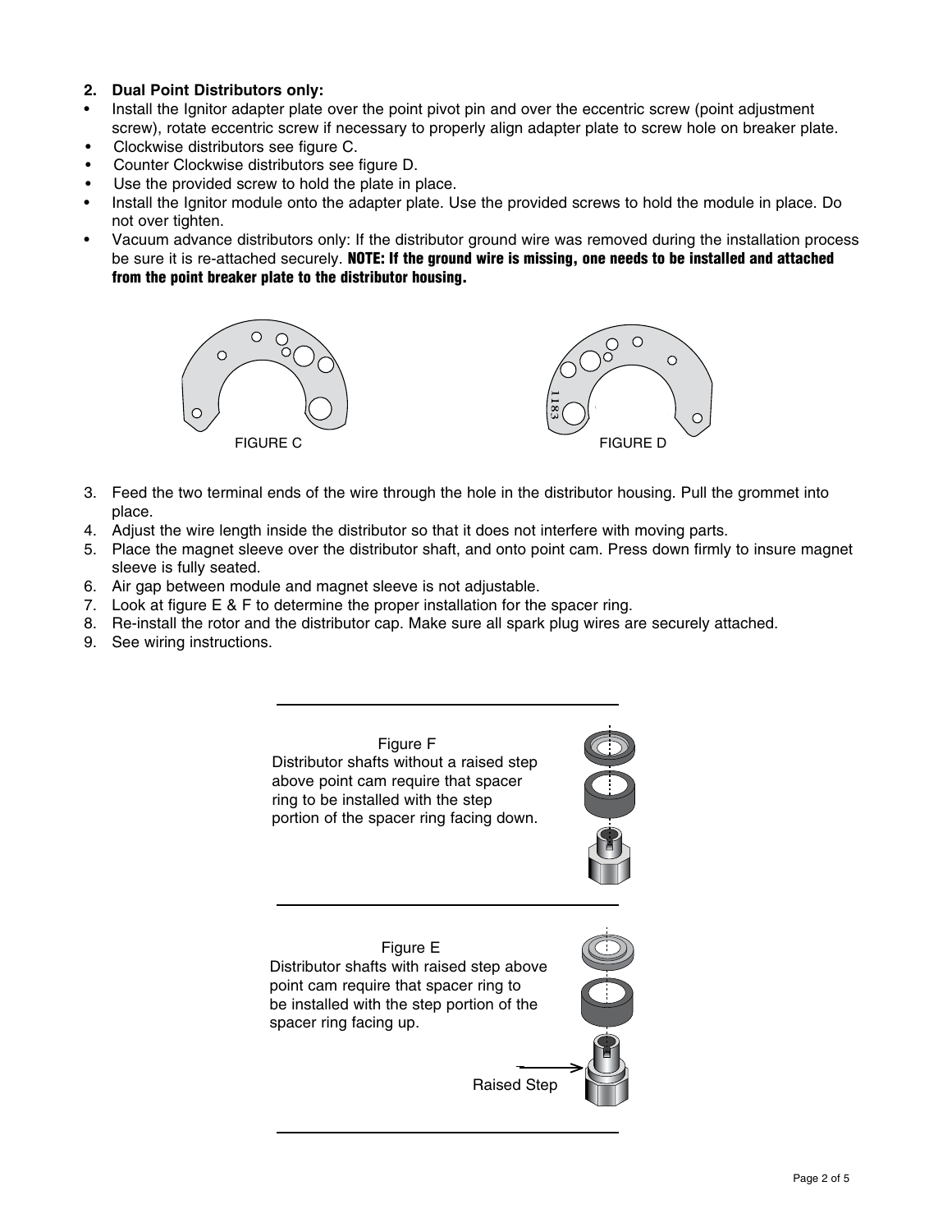2. **Dual Point Distributors only:**

- Install the Ignitor adapter plate over the point pivot pin and over the eccentric screw (point adjustment screw), rotate eccentric screw if necessary to properly align adapter plate to screw hole on breaker plate.
- Clockwise distributors see figure C.
- Counter Clockwise distributors see figure D.
- Use the provided screw to hold the plate in place.
- Install the Ignitor module onto the adapter plate. Use the provided screws to hold the module in place. Do not over tighten.
- Vacuum advance distributors only: If the distributor ground wire was removed during the installation process be sure it is re-attached securely. **NOTE: If the ground wire is missing, one needs to be installed and attached from the point breaker plate to the distributor housing.**

FIGURE C

FIGURE D

3. Feed the two terminal ends of the wire through the hole in the distributor housing. Pull the grommet into place.
4. Adjust the wire length inside the distributor so that it does not interfere with moving parts.
5. Place the magnet sleeve over the distributor shaft, and onto point cam. Press down firmly to insure magnet sleeve is fully seated.
6. Air gap between module and magnet sleeve is not adjustable.
7. Look at figure E & F to determine the proper installation for the spacer ring.
8. Re-install the rotor and the distributor cap. Make sure all spark plug wires are securely attached.
9. See wiring instructions.

Figure F
Distributor shafts without a raised step above point cam require that spacer ring to be installed with the step portion of the spacer ring facing down.

Figure E
Distributor shafts with raised step above point cam require that spacer ring to be installed with the step portion of the spacer ring facing up.

Raised Step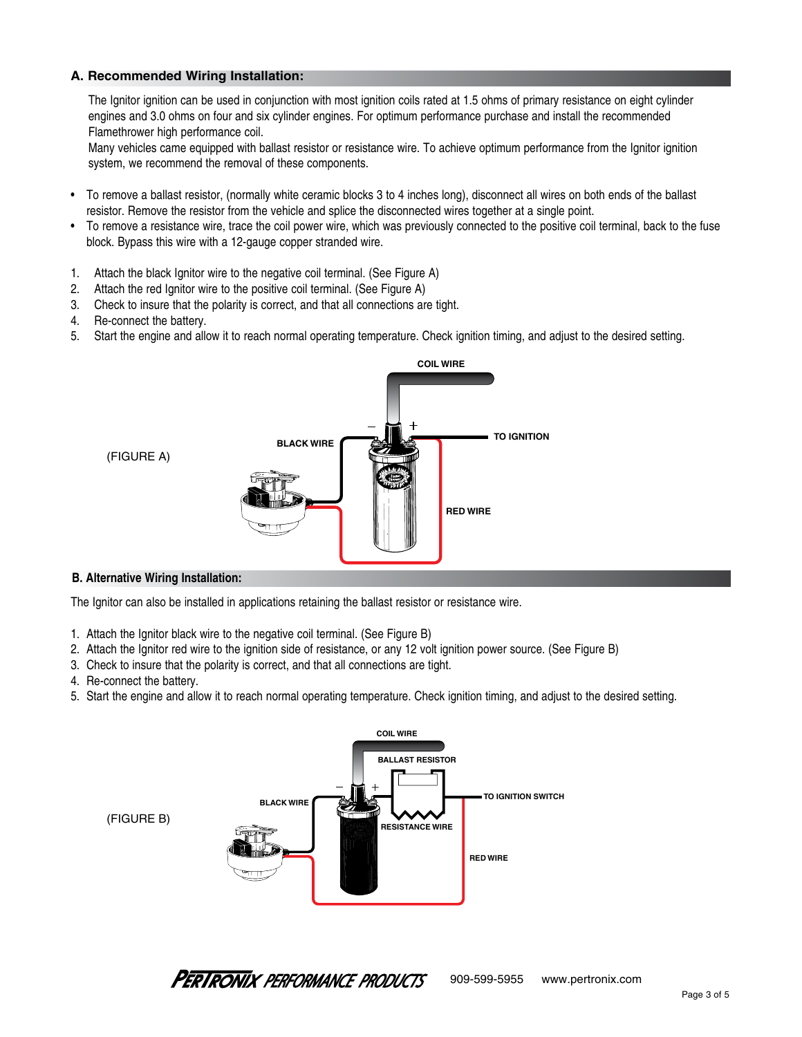## A. Recommended Wiring Installation:

The Ignitor ignition can be used in conjunction with most ignition coils rated at 1.5 ohms of primary resistance on eight cylinder engines and 3.0 ohms on four and six cylinder engines. For optimum performance purchase and install the recommended Flamethrower high performance coil.

Many vehicles came equipped with ballast resistor or resistance wire. To achieve optimum performance from the Ignitor ignition system, we recommend the removal of these components.

- To remove a ballast resistor, (normally white ceramic blocks 3 to 4 inches long), disconnect all wires on both ends of the ballast resistor. Remove the resistor from the vehicle and splice the disconnected wires together at a single point.
- To remove a resistance wire, trace the coil power wire, which was previously connected to the positive coil terminal, back to the fuse block. Bypass this wire with a 12-gauge copper stranded wire.

1. Attach the black Ignitor wire to the negative coil terminal. (See Figure A)
2. Attach the red Ignitor wire to the positive coil terminal. (See Figure A)
3. Check to insure that the polarity is correct, and that all connections are tight.
4. Re-connect the battery.
5. Start the engine and allow it to reach normal operating temperature. Check ignition timing, and adjust to the desired setting.

(FIGURE A)

COIL WIRE

BLACK WIRE

TO IGNITION

RED WIRE

## B. Alternative Wiring Installation:

The Ignitor can also be installed in applications retaining the ballast resistor or resistance wire.

1. Attach the Ignitor black wire to the negative coil terminal. (See Figure B)
2. Attach the Ignitor red wire to the ignition side of resistance, or any 12 volt ignition power source. (See Figure B)
3. Check to insure that the polarity is correct, and that all connections are tight.
4. Re-connect the battery.
5. Start the engine and allow it to reach normal operating temperature. Check ignition timing, and adjust to the desired setting.

(FIGURE B)

COIL WIRE

BALLAST RESISTOR

BLACK WIRE

TO IGNITION SWITCH

RESISTANCE WIRE

RED WIRE

PERTRONIX PERFORMANCE PRODUCTS 909-599-5955 www.pertronix.com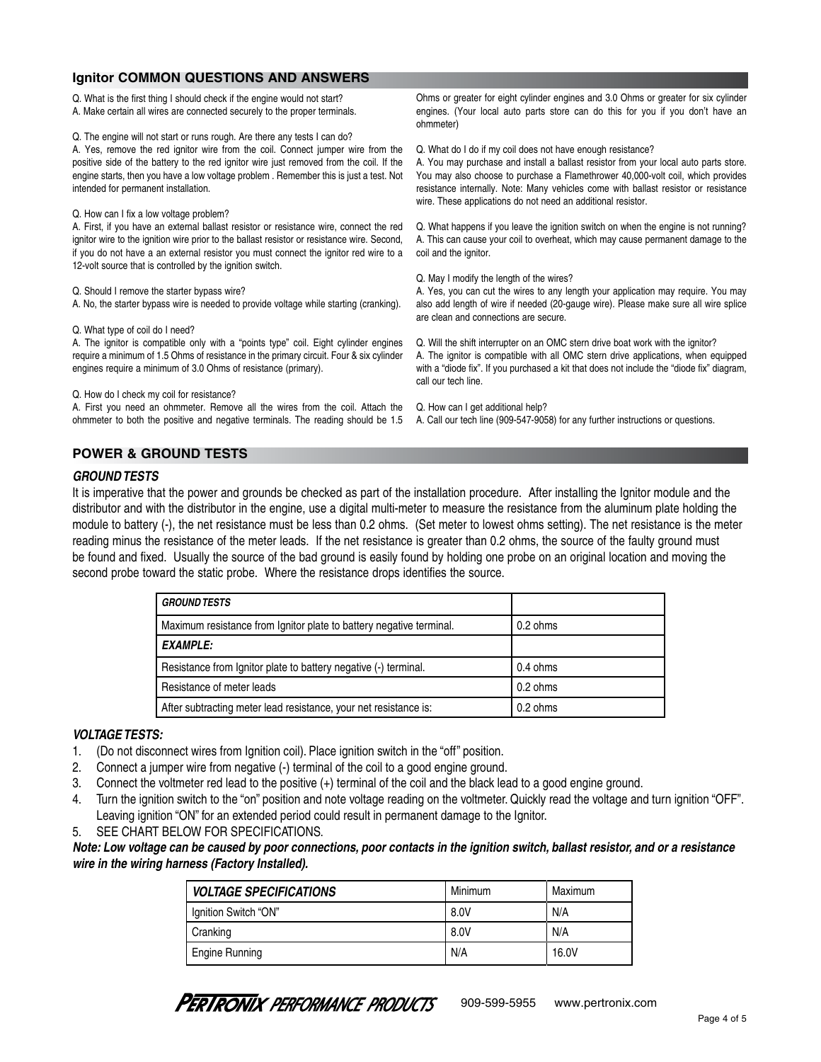## Ignitor COMMON QUESTIONS AND ANSWERS

Q. What is the first thing I should check if the engine would not start?
A. Make certain all wires are connected securely to the proper terminals.

Q. The engine will not start or runs rough. Are there any tests I can do?
A. Yes, remove the red ignitor wire from the coil. Connect jumper wire from the positive side of the battery to the red ignitor wire just removed from the coil. If the engine starts, then you have a low voltage problem . Remember this is just a test. Not intended for permanent installation.

Q. How can I fix a low voltage problem?
A. First, if you have an external ballast resistor or resistance wire, connect the red ignitor wire to the ignition wire prior to the ballast resistor or resistance wire. Second, if you do not have a an external resistor you must connect the ignitor red wire to a 12-volt source that is controlled by the ignition switch.

Q. Should I remove the starter bypass wire?
A. No, the starter bypass wire is needed to provide voltage while starting (cranking).

Q. What type of coil do I need?
A. The ignitor is compatible only with a "points type" coil. Eight cylinder engines require a minimum of 1.5 Ohms of resistance in the primary circuit. Four & six cylinder engines require a minimum of 3.0 Ohms of resistance (primary).

Q. How do I check my coil for resistance?
A. First you need an ohmmeter. Remove all the wires from the coil. Attach the ohmmeter to both the positive and negative terminals. The reading should be 1.5 Ohms or greater for eight cylinder engines and 3.0 Ohms or greater for six cylinder engines. (Your local auto parts store can do this for you if you don't have an ohmmeter)

Q. What do I do if my coil does not have enough resistance?
A. You may purchase and install a ballast resistor from your local auto parts store. You may also choose to purchase a Flamethrower 40,000-volt coil, which provides resistance internally. Note: Many vehicles come with ballast resistor or resistance wire. These applications do not need an additional resistor.

Q. What happens if you leave the ignition switch on when the engine is not running?
A. This can cause your coil to overheat, which may cause permanent damage to the coil and the ignitor.

Q. May I modify the length of the wires?
A. Yes, you can cut the wires to any length your application may require. You may also add length of wire if needed (20-gauge wire). Please make sure all wire splice are clean and connections are secure.

Q. Will the shift interrupter on an OMC stern drive boat work with the ignitor?
A. The ignitor is compatible with all OMC stern drive applications, when equipped with a "diode fix". If you purchased a kit that does not include the "diode fix" diagram, call our tech line.

Q. How can I get additional help?
A. Call our tech line (909-547-9058) for any further instructions or questions.

## POWER & GROUND TESTS

### *GROUND TESTS*

It is imperative that the power and grounds be checked as part of the installation procedure. After installing the Ignitor module and the distributor and with the distributor in the engine, use a digital multi-meter to measure the resistance from the aluminum plate holding the module to battery (-), the net resistance must be less than 0.2 ohms. (Set meter to lowest ohms setting). The net resistance is the meter reading minus the resistance of the meter leads. If the net resistance is greater than 0.2 ohms, the source of the faulty ground must be found and fixed. Usually the source of the bad ground is easily found by holding one probe on an original location and moving the second probe toward the static probe. Where the resistance drops identifies the source.

| ***GROUND TESTS*** | |
|---|---|
| Maximum resistance from Ignitor plate to battery negative terminal. | 0.2 ohms |
| ***EXAMPLE:*** | |
| Resistance from Ignitor plate to battery negative (-) terminal. | 0.4 ohms |
| Resistance of meter leads | 0.2 ohms |
| After subtracting meter lead resistance, your net resistance is: | 0.2 ohms |

### *VOLTAGE TESTS:*

1. (Do not disconnect wires from Ignition coil). Place ignition switch in the "off" position.
2. Connect a jumper wire from negative (-) terminal of the coil to a good engine ground.
3. Connect the voltmeter red lead to the positive (+) terminal of the coil and the black lead to a good engine ground.
4. Turn the ignition switch to the "on" position and note voltage reading on the voltmeter. Quickly read the voltage and turn ignition "OFF". Leaving ignition "ON" for an extended period could result in permanent damage to the Ignitor.
5. SEE CHART BELOW FOR SPECIFICATIONS.

***Note: Low voltage can be caused by poor connections, poor contacts in the ignition switch, ballast resistor, and or a resistance wire in the wiring harness (Factory Installed).***

| ***VOLTAGE SPECIFICATIONS*** | Minimum | Maximum |
|---|---|---|
| Ignition Switch "ON" | 8.0V | N/A |
| Cranking | 8.0V | N/A |
| Engine Running | N/A | 16.0V |

PERTRONIX PERFORMANCE PRODUCTS 909-599-5955 www.pertronix.com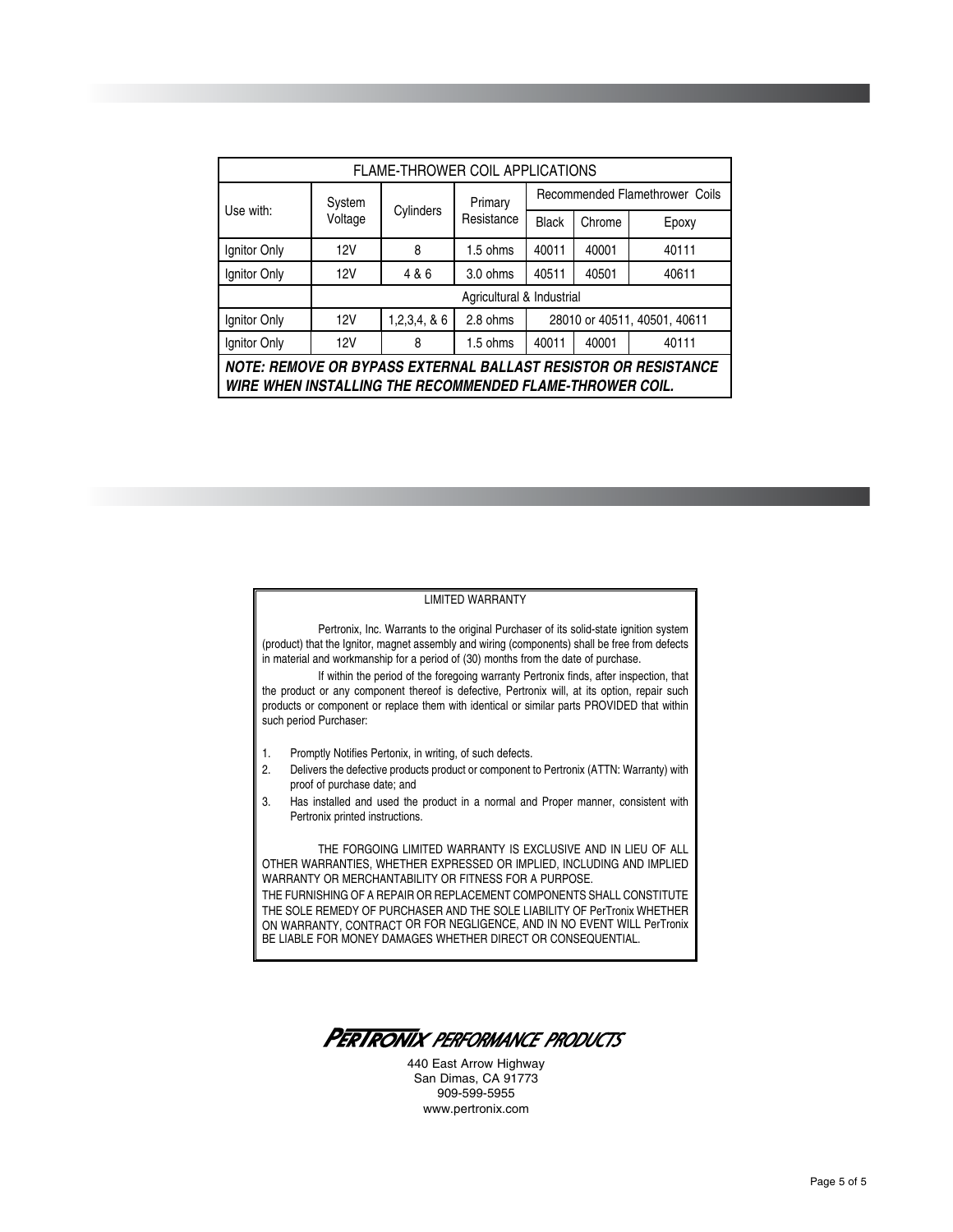| FLAME-THROWER COIL APPLICATIONS | | | | | | |
|---|---|---|---|---|---|---|
| Use with: | System Voltage | Cylinders | Primary Resistance | Recommended Flamethrower Coils | | |
| | | | | Black | Chrome | Epoxy |
| Ignitor Only | 12V | 8 | 1.5 ohms | 40011 | 40001 | 40111 |
| Ignitor Only | 12V | 4 & 6 | 3.0 ohms | 40511 | 40501 | 40611 |
| | Agricultural & Industrial | | | | | |
| Ignitor Only | 12V | 1,2,3,4, & 6 | 2.8 ohms | 28010 or 40511, 40501, 40611 | | |
| Ignitor Only | 12V | 8 | 1.5 ohms | 40011 | 40001 | 40111 |
| ***NOTE: REMOVE OR BYPASS EXTERNAL BALLAST RESISTOR OR RESISTANCE WIRE WHEN INSTALLING THE RECOMMENDED FLAME-THROWER COIL.*** | | | | | | |

LIMITED WARRANTY

Pertronix, Inc. Warrants to the original Purchaser of its solid-state ignition system (product) that the Ignitor, magnet assembly and wiring (components) shall be free from defects in material and workmanship for a period of (30) months from the date of purchase.

If within the period of the foregoing warranty Pertronix finds, after inspection, that the product or any component thereof is defective, Pertronix will, at its option, repair such products or component or replace them with identical or similar parts PROVIDED that within such period Purchaser:

1. Promptly Notifies Pertonix, in writing, of such defects.
2. Delivers the defective products product or component to Pertronix (ATTN: Warranty) with proof of purchase date; and
3. Has installed and used the product in a normal and Proper manner, consistent with Pertronix printed instructions.

THE FORGOING LIMITED WARRANTY IS EXCLUSIVE AND IN LIEU OF ALL OTHER WARRANTIES, WHETHER EXPRESSED OR IMPLIED, INCLUDING AND IMPLIED WARRANTY OR MERCHANTABILITY OR FITNESS FOR A PURPOSE.
THE FURNISHING OF A REPAIR OR REPLACEMENT COMPONENTS SHALL CONSTITUTE THE SOLE REMEDY OF PURCHASER AND THE SOLE LIABILITY OF PerTronix WHETHER ON WARRANTY, CONTRACT OR FOR NEGLIGENCE, AND IN NO EVENT WILL PerTronix BE LIABLE FOR MONEY DAMAGES WHETHER DIRECT OR CONSEQUENTIAL.

*PERTRONIX PERFORMANCE PRODUCTS*

440 East Arrow Highway
San Dimas, CA 91773
909-599-5955
www.pertronix.com